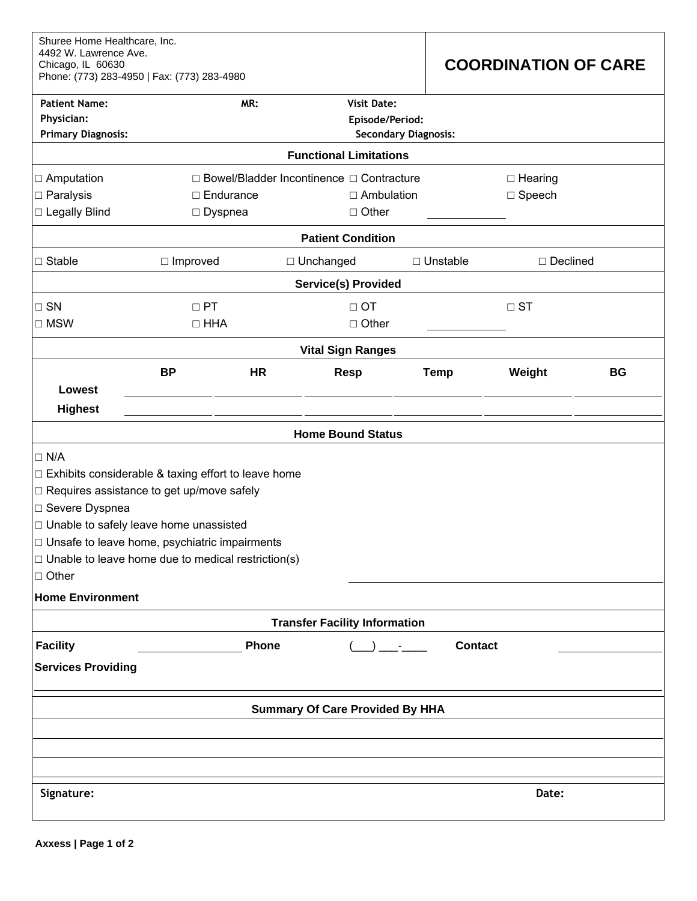Shuree Home Healthcare, Inc.
4492 W. Lawrence Ave.
Chicago, IL 60630
Phone: (773) 283-4950 | Fax: (773) 283-4980

# COORDINATION OF CARE

**Patient Name:** **MR:** **Visit Date:**
**Physician:** **Episode/Period:**
**Primary Diagnosis:** **Secondary Diagnosis:**

## Functional Limitations

- ☐ Amputation
- ☐ Bowel/Bladder Incontinence
- ☐ Contracture
- ☐ Hearing
- ☐ Paralysis
- ☐ Endurance
- ☐ Ambulation
- ☐ Speech
- ☐ Legally Blind
- ☐ Dyspnea
- ☐ Other ____________

## Patient Condition

☐ Stable ☐ Improved ☐ Unchanged ☐ Unstable ☐ Declined

## Service(s) Provided

- ☐ SN
- ☐ PT
- ☐ OT
- ☐ ST
- ☐ MSW
- ☐ HHA
- ☐ Other ____________

## Vital Sign Ranges

| | BP | HR | Resp | Temp | Weight | BG |
|---|---|---|---|---|---|---|
| Lowest | | | | | | |
| Highest | | | | | | |

## Home Bound Status

- ☐ N/A
- ☐ Exhibits considerable & taxing effort to leave home
- ☐ Requires assistance to get up/move safely
- ☐ Severe Dyspnea
- ☐ Unable to safely leave home unassisted
- ☐ Unsafe to leave home, psychiatric impairments
- ☐ Unable to leave home due to medical restriction(s)
- ☐ Other ____________________

**Home Environment**

## Transfer Facility Information

**Facility** ________________ **Phone** (___) ___-____ **Contact** ________________

**Services Providing**

## Summary Of Care Provided By HHA

**Signature:** **Date:**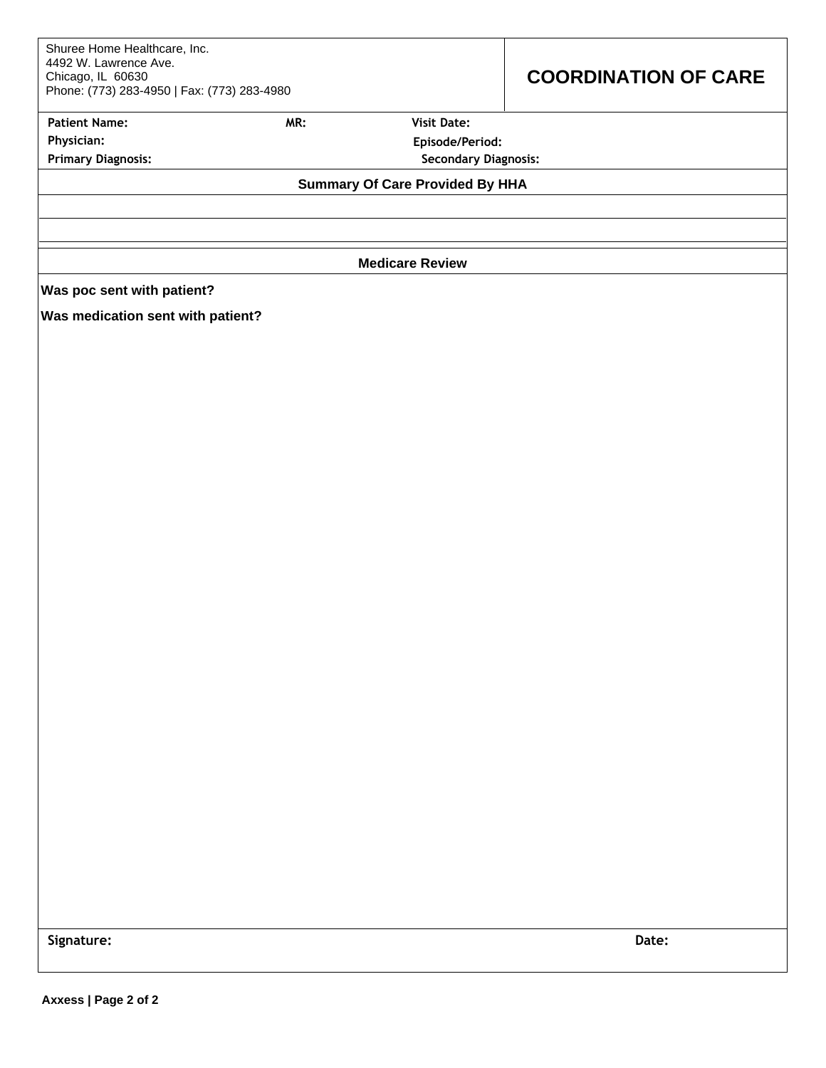Shuree Home Healthcare, Inc.
4492 W. Lawrence Ave.
Chicago, IL 60630
Phone: (773) 283-4950 | Fax: (773) 283-4980

# COORDINATION OF CARE

**Patient Name:** **MR:** **Visit Date:**

**Physician:** **Episode/Period:**

**Primary Diagnosis:** **Secondary Diagnosis:**

## Summary Of Care Provided By HHA

## Medicare Review

**Was poc sent with patient?**

**Was medication sent with patient?**

**Signature:** **Date:**